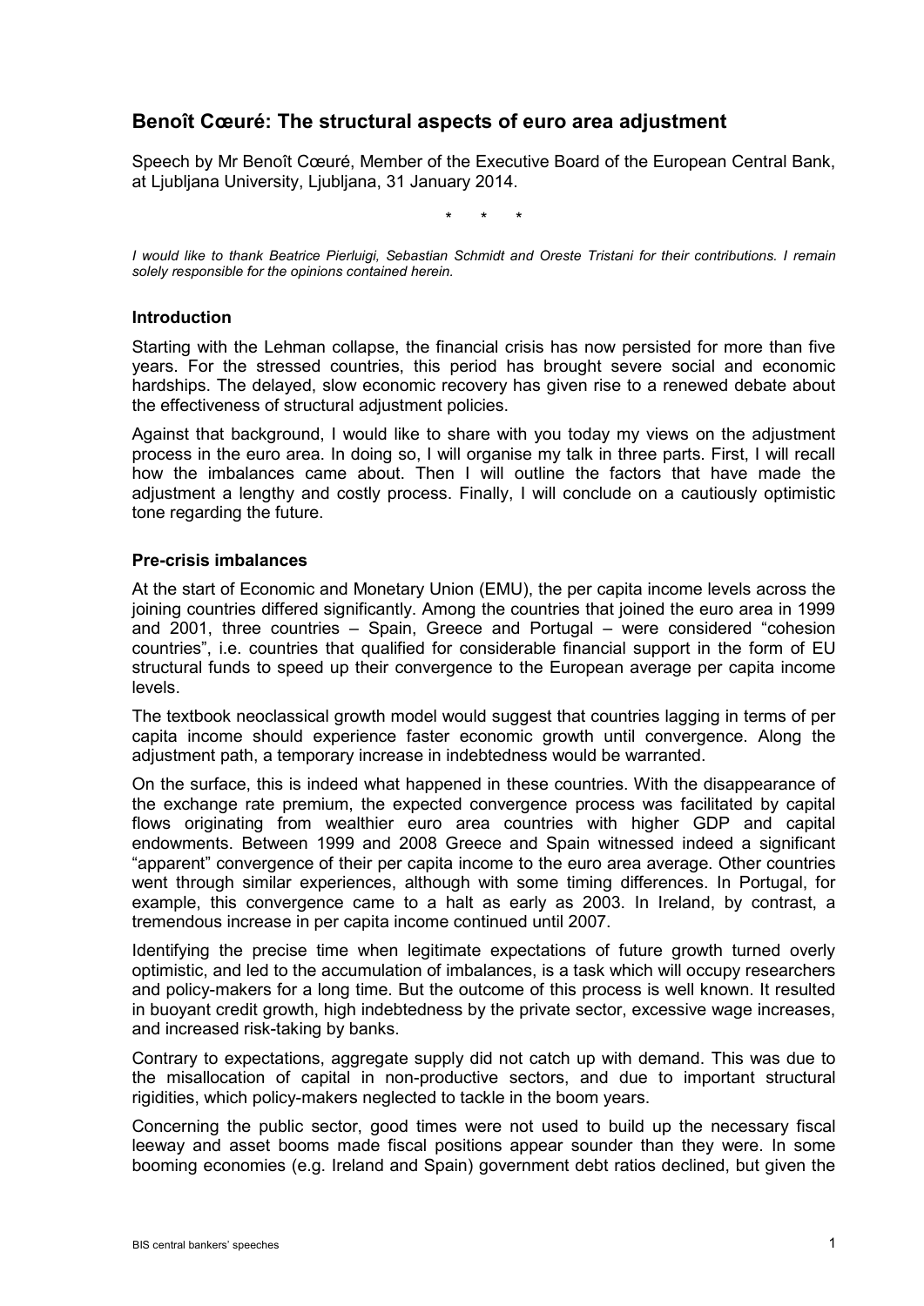# Benoît Cœuré: The structural aspects of euro area adjustment

Speech by Mr Benoît Cœuré, Member of the Executive Board of the European Central Bank, at Ljubljana University, Ljubljana, 31 January 2014.

\*   \*   \*

*I would like to thank Beatrice Pierluigi, Sebastian Schmidt and Oreste Tristani for their contributions. I remain solely responsible for the opinions contained herein.*

## Introduction

Starting with the Lehman collapse, the financial crisis has now persisted for more than five years. For the stressed countries, this period has brought severe social and economic hardships. The delayed, slow economic recovery has given rise to a renewed debate about the effectiveness of structural adjustment policies.

Against that background, I would like to share with you today my views on the adjustment process in the euro area. In doing so, I will organise my talk in three parts. First, I will recall how the imbalances came about. Then I will outline the factors that have made the adjustment a lengthy and costly process. Finally, I will conclude on a cautiously optimistic tone regarding the future.

## Pre-crisis imbalances

At the start of Economic and Monetary Union (EMU), the per capita income levels across the joining countries differed significantly. Among the countries that joined the euro area in 1999 and 2001, three countries – Spain, Greece and Portugal – were considered "cohesion countries", i.e. countries that qualified for considerable financial support in the form of EU structural funds to speed up their convergence to the European average per capita income levels.

The textbook neoclassical growth model would suggest that countries lagging in terms of per capita income should experience faster economic growth until convergence. Along the adjustment path, a temporary increase in indebtedness would be warranted.

On the surface, this is indeed what happened in these countries. With the disappearance of the exchange rate premium, the expected convergence process was facilitated by capital flows originating from wealthier euro area countries with higher GDP and capital endowments. Between 1999 and 2008 Greece and Spain witnessed indeed a significant "apparent" convergence of their per capita income to the euro area average. Other countries went through similar experiences, although with some timing differences. In Portugal, for example, this convergence came to a halt as early as 2003. In Ireland, by contrast, a tremendous increase in per capita income continued until 2007.

Identifying the precise time when legitimate expectations of future growth turned overly optimistic, and led to the accumulation of imbalances, is a task which will occupy researchers and policy-makers for a long time. But the outcome of this process is well known. It resulted in buoyant credit growth, high indebtedness by the private sector, excessive wage increases, and increased risk-taking by banks.

Contrary to expectations, aggregate supply did not catch up with demand. This was due to the misallocation of capital in non-productive sectors, and due to important structural rigidities, which policy-makers neglected to tackle in the boom years.

Concerning the public sector, good times were not used to build up the necessary fiscal leeway and asset booms made fiscal positions appear sounder than they were. In some booming economies (e.g. Ireland and Spain) government debt ratios declined, but given the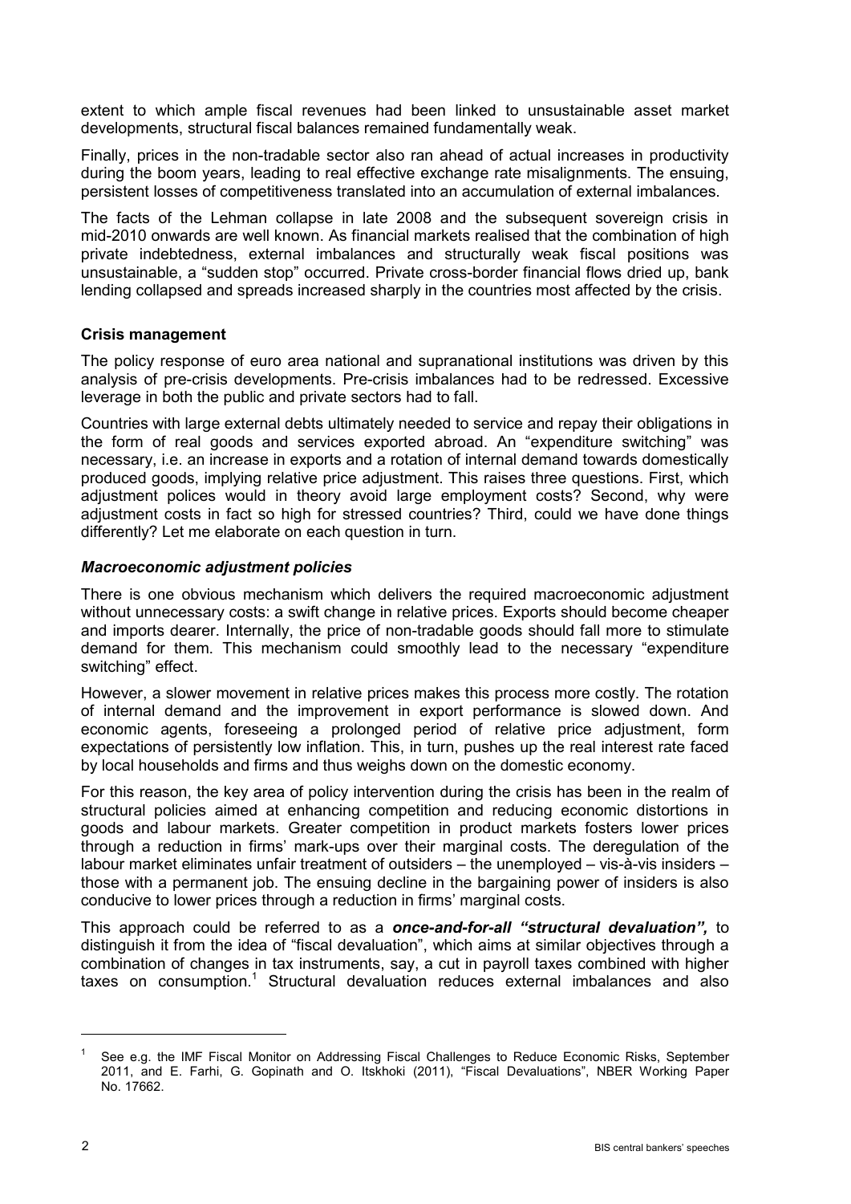extent to which ample fiscal revenues had been linked to unsustainable asset market developments, structural fiscal balances remained fundamentally weak.

Finally, prices in the non-tradable sector also ran ahead of actual increases in productivity during the boom years, leading to real effective exchange rate misalignments. The ensuing, persistent losses of competitiveness translated into an accumulation of external imbalances.

The facts of the Lehman collapse in late 2008 and the subsequent sovereign crisis in mid-2010 onwards are well known. As financial markets realised that the combination of high private indebtedness, external imbalances and structurally weak fiscal positions was unsustainable, a "sudden stop" occurred. Private cross-border financial flows dried up, bank lending collapsed and spreads increased sharply in the countries most affected by the crisis.

### Crisis management

The policy response of euro area national and supranational institutions was driven by this analysis of pre-crisis developments. Pre-crisis imbalances had to be redressed. Excessive leverage in both the public and private sectors had to fall.

Countries with large external debts ultimately needed to service and repay their obligations in the form of real goods and services exported abroad. An "expenditure switching" was necessary, i.e. an increase in exports and a rotation of internal demand towards domestically produced goods, implying relative price adjustment. This raises three questions. First, which adjustment polices would in theory avoid large employment costs? Second, why were adjustment costs in fact so high for stressed countries? Third, could we have done things differently? Let me elaborate on each question in turn.

#### *Macroeconomic adjustment policies*

There is one obvious mechanism which delivers the required macroeconomic adjustment without unnecessary costs: a swift change in relative prices. Exports should become cheaper and imports dearer. Internally, the price of non-tradable goods should fall more to stimulate demand for them. This mechanism could smoothly lead to the necessary "expenditure switching" effect.

However, a slower movement in relative prices makes this process more costly. The rotation of internal demand and the improvement in export performance is slowed down. And economic agents, foreseeing a prolonged period of relative price adjustment, form expectations of persistently low inflation. This, in turn, pushes up the real interest rate faced by local households and firms and thus weighs down on the domestic economy.

For this reason, the key area of policy intervention during the crisis has been in the realm of structural policies aimed at enhancing competition and reducing economic distortions in goods and labour markets. Greater competition in product markets fosters lower prices through a reduction in firms' mark-ups over their marginal costs. The deregulation of the labour market eliminates unfair treatment of outsiders – the unemployed – vis-à-vis insiders – those with a permanent job. The ensuing decline in the bargaining power of insiders is also conducive to lower prices through a reduction in firms' marginal costs.

This approach could be referred to as a ***once-and-for-all "structural devaluation",*** to distinguish it from the idea of "fiscal devaluation", which aims at similar objectives through a combination of changes in tax instruments, say, a cut in payroll taxes combined with higher taxes on consumption.[1] Structural devaluation reduces external imbalances and also

---

[1] See e.g. the IMF Fiscal Monitor on Addressing Fiscal Challenges to Reduce Economic Risks, September 2011, and E. Farhi, G. Gopinath and O. Itskhoki (2011), "Fiscal Devaluations", NBER Working Paper No. 17662.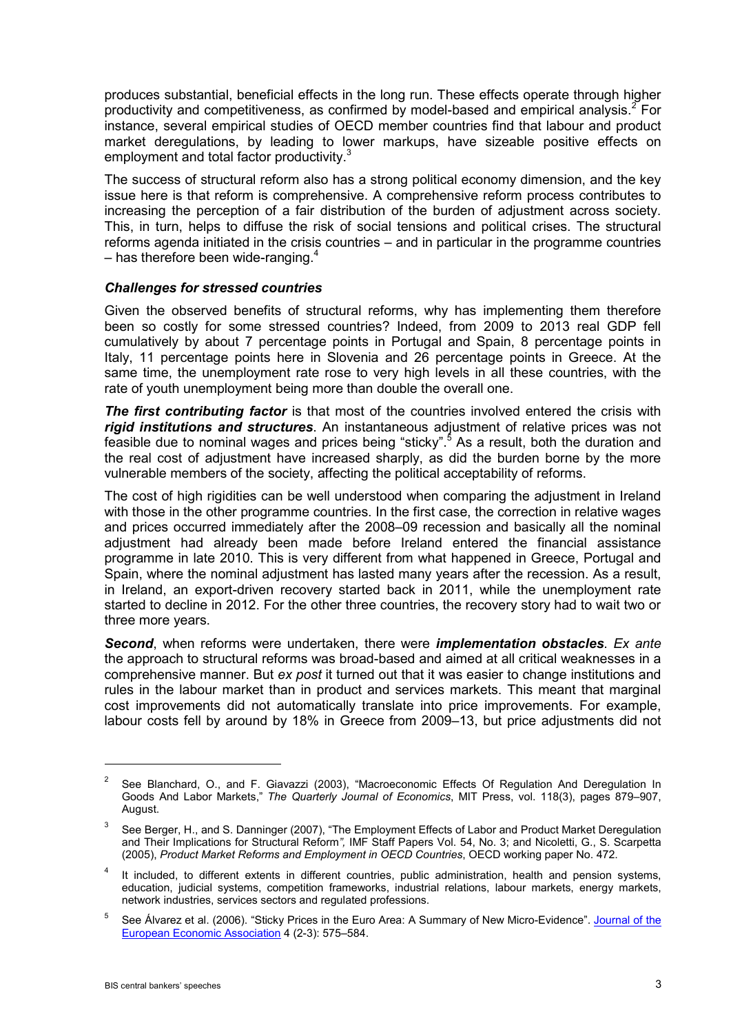produces substantial, beneficial effects in the long run. These effects operate through higher productivity and competitiveness, as confirmed by model-based and empirical analysis.[2] For instance, several empirical studies of OECD member countries find that labour and product market deregulations, by leading to lower markups, have sizeable positive effects on employment and total factor productivity.[3]

The success of structural reform also has a strong political economy dimension, and the key issue here is that reform is comprehensive. A comprehensive reform process contributes to increasing the perception of a fair distribution of the burden of adjustment across society. This, in turn, helps to diffuse the risk of social tensions and political crises. The structural reforms agenda initiated in the crisis countries – and in particular in the programme countries – has therefore been wide-ranging.[4]

### *Challenges for stressed countries*

Given the observed benefits of structural reforms, why has implementing them therefore been so costly for some stressed countries? Indeed, from 2009 to 2013 real GDP fell cumulatively by about 7 percentage points in Portugal and Spain, 8 percentage points in Italy, 11 percentage points here in Slovenia and 26 percentage points in Greece. At the same time, the unemployment rate rose to very high levels in all these countries, with the rate of youth unemployment being more than double the overall one.

***The first contributing factor*** is that most of the countries involved entered the crisis with ***rigid institutions and structures***. An instantaneous adjustment of relative prices was not feasible due to nominal wages and prices being "sticky".[5] As a result, both the duration and the real cost of adjustment have increased sharply, as did the burden borne by the more vulnerable members of the society, affecting the political acceptability of reforms.

The cost of high rigidities can be well understood when comparing the adjustment in Ireland with those in the other programme countries. In the first case, the correction in relative wages and prices occurred immediately after the 2008–09 recession and basically all the nominal adjustment had already been made before Ireland entered the financial assistance programme in late 2010. This is very different from what happened in Greece, Portugal and Spain, where the nominal adjustment has lasted many years after the recession. As a result, in Ireland, an export-driven recovery started back in 2011, while the unemployment rate started to decline in 2012. For the other three countries, the recovery story had to wait two or three more years.

***Second***, when reforms were undertaken, there were ***implementation obstacles***. *Ex ante* the approach to structural reforms was broad-based and aimed at all critical weaknesses in a comprehensive manner. But *ex post* it turned out that it was easier to change institutions and rules in the labour market than in product and services markets. This meant that marginal cost improvements did not automatically translate into price improvements. For example, labour costs fell by around by 18% in Greece from 2009–13, but price adjustments did not

---

[2] See Blanchard, O., and F. Giavazzi (2003), "Macroeconomic Effects Of Regulation And Deregulation In Goods And Labor Markets," *The Quarterly Journal of Economics*, MIT Press, vol. 118(3), pages 879–907, August.

[3] See Berger, H., and S. Danninger (2007), "The Employment Effects of Labor and Product Market Deregulation and Their Implications for Structural Reform*",* IMF Staff Papers Vol. 54, No. 3; and Nicoletti, G., S. Scarpetta (2005), *Product Market Reforms and Employment in OECD Countries*, OECD working paper No. 472.

[4] It included, to different extents in different countries, public administration, health and pension systems, education, judicial systems, competition frameworks, industrial relations, labour markets, energy markets, network industries, services sectors and regulated professions.

[5] See Álvarez et al. (2006). "Sticky Prices in the Euro Area: A Summary of New Micro-Evidence". Journal of the European Economic Association 4 (2-3): 575–584.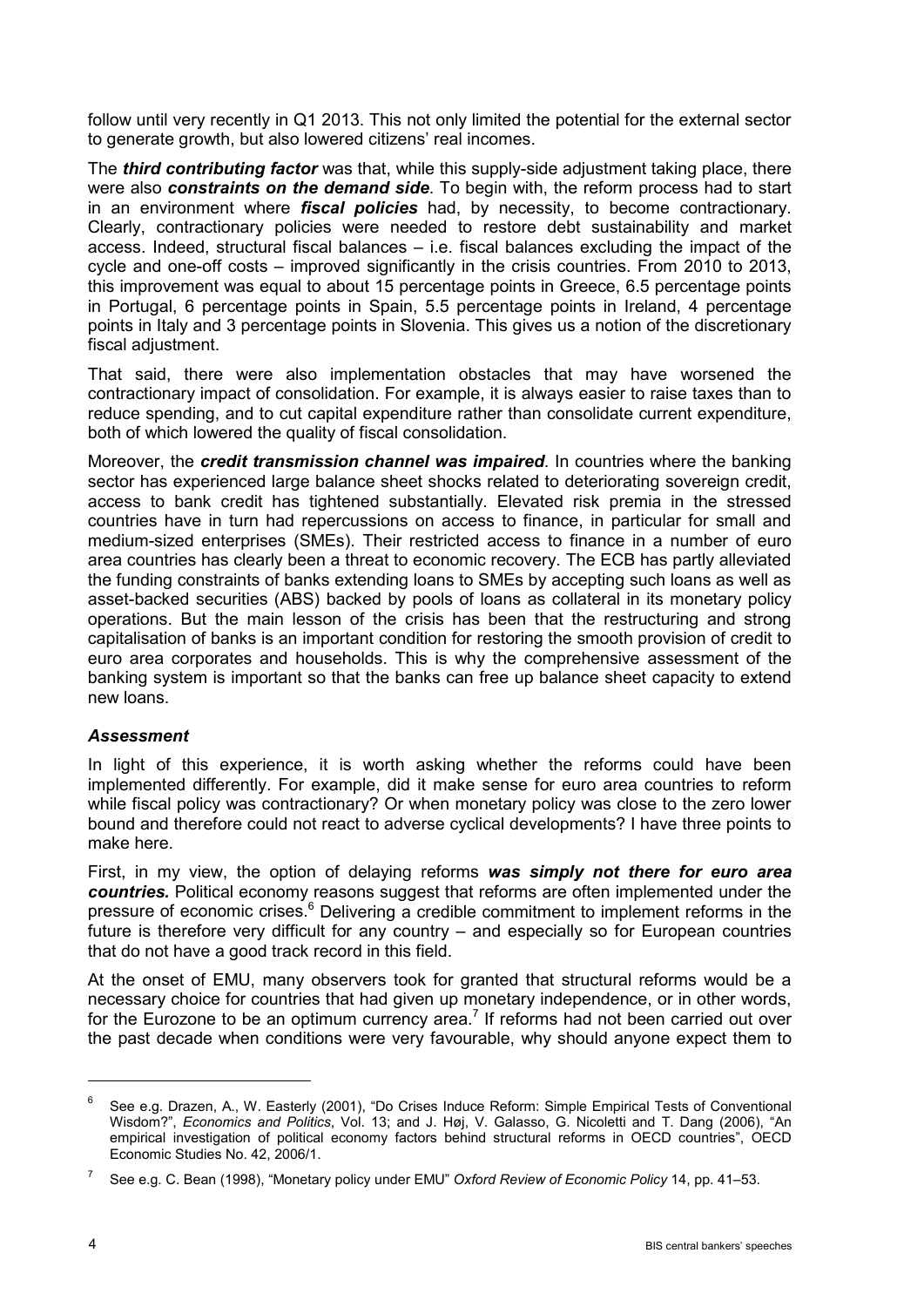follow until very recently in Q1 2013. This not only limited the potential for the external sector to generate growth, but also lowered citizens' real incomes.

The ***third contributing factor*** was that, while this supply-side adjustment taking place, there were also ***constraints on the demand side***. To begin with, the reform process had to start in an environment where ***fiscal policies*** had, by necessity, to become contractionary. Clearly, contractionary policies were needed to restore debt sustainability and market access. Indeed, structural fiscal balances – i.e. fiscal balances excluding the impact of the cycle and one-off costs – improved significantly in the crisis countries. From 2010 to 2013, this improvement was equal to about 15 percentage points in Greece, 6.5 percentage points in Portugal, 6 percentage points in Spain, 5.5 percentage points in Ireland, 4 percentage points in Italy and 3 percentage points in Slovenia. This gives us a notion of the discretionary fiscal adjustment.

That said, there were also implementation obstacles that may have worsened the contractionary impact of consolidation. For example, it is always easier to raise taxes than to reduce spending, and to cut capital expenditure rather than consolidate current expenditure, both of which lowered the quality of fiscal consolidation.

Moreover, the ***credit transmission channel was impaired***. In countries where the banking sector has experienced large balance sheet shocks related to deteriorating sovereign credit, access to bank credit has tightened substantially. Elevated risk premia in the stressed countries have in turn had repercussions on access to finance, in particular for small and medium-sized enterprises (SMEs). Their restricted access to finance in a number of euro area countries has clearly been a threat to economic recovery. The ECB has partly alleviated the funding constraints of banks extending loans to SMEs by accepting such loans as well as asset-backed securities (ABS) backed by pools of loans as collateral in its monetary policy operations. But the main lesson of the crisis has been that the restructuring and strong capitalisation of banks is an important condition for restoring the smooth provision of credit to euro area corporates and households. This is why the comprehensive assessment of the banking system is important so that the banks can free up balance sheet capacity to extend new loans.

### *Assessment*

In light of this experience, it is worth asking whether the reforms could have been implemented differently. For example, did it make sense for euro area countries to reform while fiscal policy was contractionary? Or when monetary policy was close to the zero lower bound and therefore could not react to adverse cyclical developments? I have three points to make here.

First, in my view, the option of delaying reforms ***was simply not there for euro area countries.*** Political economy reasons suggest that reforms are often implemented under the pressure of economic crises.[6] Delivering a credible commitment to implement reforms in the future is therefore very difficult for any country – and especially so for European countries that do not have a good track record in this field.

At the onset of EMU, many observers took for granted that structural reforms would be a necessary choice for countries that had given up monetary independence, or in other words, for the Eurozone to be an optimum currency area.[7] If reforms had not been carried out over the past decade when conditions were very favourable, why should anyone expect them to

---

[6] See e.g. Drazen, A., W. Easterly (2001), "Do Crises Induce Reform: Simple Empirical Tests of Conventional Wisdom?", *Economics and Politics*, Vol. 13; and J. Høj, V. Galasso, G. Nicoletti and T. Dang (2006), "An empirical investigation of political economy factors behind structural reforms in OECD countries", OECD Economic Studies No. 42, 2006/1.

[7] See e.g. C. Bean (1998), "Monetary policy under EMU" *Oxford Review of Economic Policy* 14, pp. 41–53.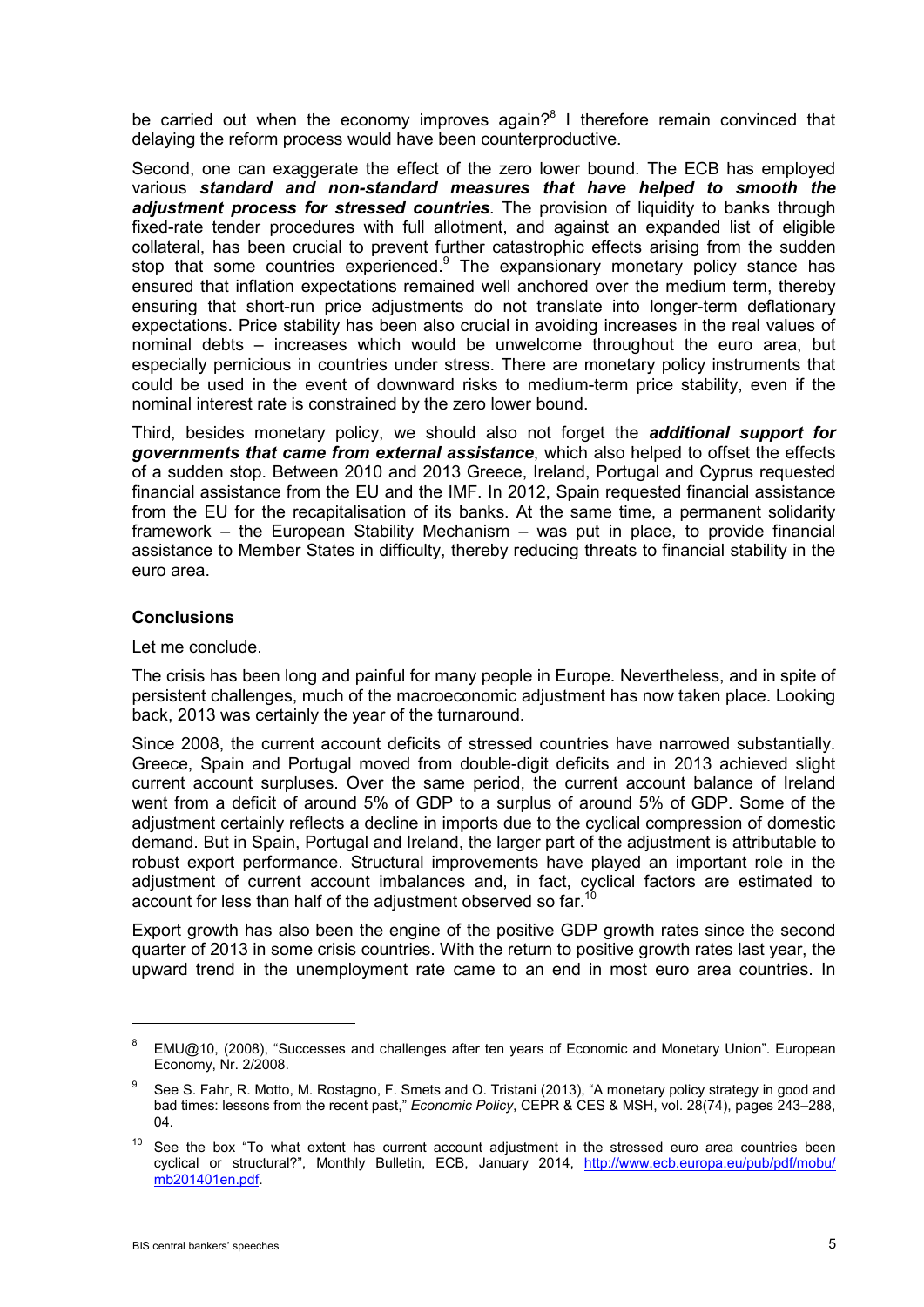be carried out when the economy improves again?[8] I therefore remain convinced that delaying the reform process would have been counterproductive.

Second, one can exaggerate the effect of the zero lower bound. The ECB has employed various ***standard and non-standard measures that have helped to smooth the adjustment process for stressed countries***. The provision of liquidity to banks through fixed-rate tender procedures with full allotment, and against an expanded list of eligible collateral, has been crucial to prevent further catastrophic effects arising from the sudden stop that some countries experienced.[9] The expansionary monetary policy stance has ensured that inflation expectations remained well anchored over the medium term, thereby ensuring that short-run price adjustments do not translate into longer-term deflationary expectations. Price stability has been also crucial in avoiding increases in the real values of nominal debts – increases which would be unwelcome throughout the euro area, but especially pernicious in countries under stress. There are monetary policy instruments that could be used in the event of downward risks to medium-term price stability, even if the nominal interest rate is constrained by the zero lower bound.

Third, besides monetary policy, we should also not forget the ***additional support for governments that came from external assistance***, which also helped to offset the effects of a sudden stop. Between 2010 and 2013 Greece, Ireland, Portugal and Cyprus requested financial assistance from the EU and the IMF. In 2012, Spain requested financial assistance from the EU for the recapitalisation of its banks. At the same time, a permanent solidarity framework – the European Stability Mechanism – was put in place, to provide financial assistance to Member States in difficulty, thereby reducing threats to financial stability in the euro area.

## Conclusions

Let me conclude.

The crisis has been long and painful for many people in Europe. Nevertheless, and in spite of persistent challenges, much of the macroeconomic adjustment has now taken place. Looking back, 2013 was certainly the year of the turnaround.

Since 2008, the current account deficits of stressed countries have narrowed substantially. Greece, Spain and Portugal moved from double-digit deficits and in 2013 achieved slight current account surpluses. Over the same period, the current account balance of Ireland went from a deficit of around 5% of GDP to a surplus of around 5% of GDP. Some of the adjustment certainly reflects a decline in imports due to the cyclical compression of domestic demand. But in Spain, Portugal and Ireland, the larger part of the adjustment is attributable to robust export performance. Structural improvements have played an important role in the adjustment of current account imbalances and, in fact, cyclical factors are estimated to account for less than half of the adjustment observed so far.[10]

Export growth has also been the engine of the positive GDP growth rates since the second quarter of 2013 in some crisis countries. With the return to positive growth rates last year, the upward trend in the unemployment rate came to an end in most euro area countries. In

---

[8] EMU@10, (2008), "Successes and challenges after ten years of Economic and Monetary Union". European Economy, Nr. 2/2008.

[9] See S. Fahr, R. Motto, M. Rostagno, F. Smets and O. Tristani (2013), "A monetary policy strategy in good and bad times: lessons from the recent past," *Economic Policy*, CEPR & CES & MSH, vol. 28(74), pages 243–288, 04.

[10] See the box "To what extent has current account adjustment in the stressed euro area countries been cyclical or structural?", Monthly Bulletin, ECB, January 2014, http://www.ecb.europa.eu/pub/pdf/mobu/mb201401en.pdf.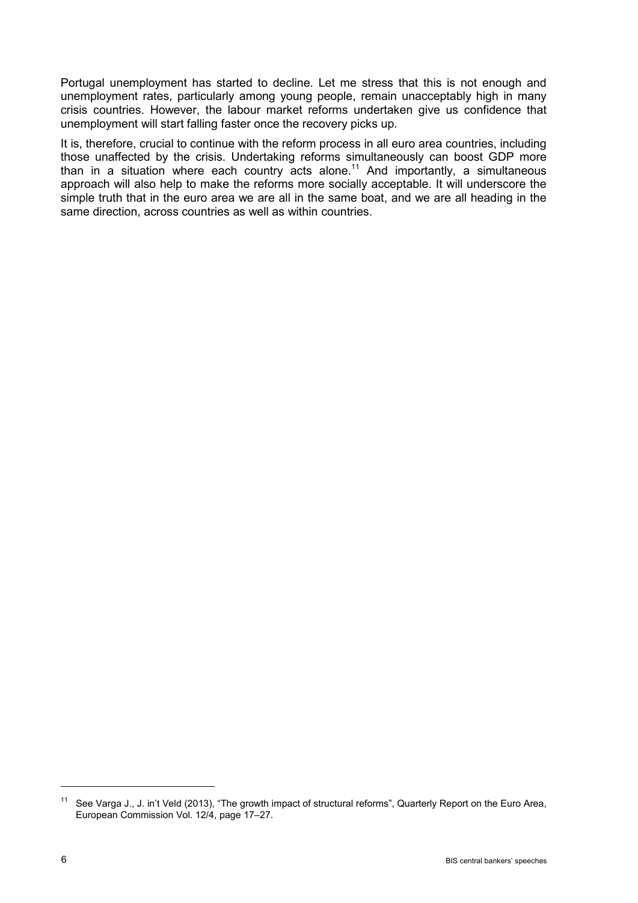Portugal unemployment has started to decline. Let me stress that this is not enough and unemployment rates, particularly among young people, remain unacceptably high in many crisis countries. However, the labour market reforms undertaken give us confidence that unemployment will start falling faster once the recovery picks up.

It is, therefore, crucial to continue with the reform process in all euro area countries, including those unaffected by the crisis. Undertaking reforms simultaneously can boost GDP more than in a situation where each country acts alone.[11] And importantly, a simultaneous approach will also help to make the reforms more socially acceptable. It will underscore the simple truth that in the euro area we are all in the same boat, and we are all heading in the same direction, across countries as well as within countries.

---

[11] See Varga J., J. in't Veld (2013), "The growth impact of structural reforms", Quarterly Report on the Euro Area, European Commission Vol. 12/4, page 17–27.